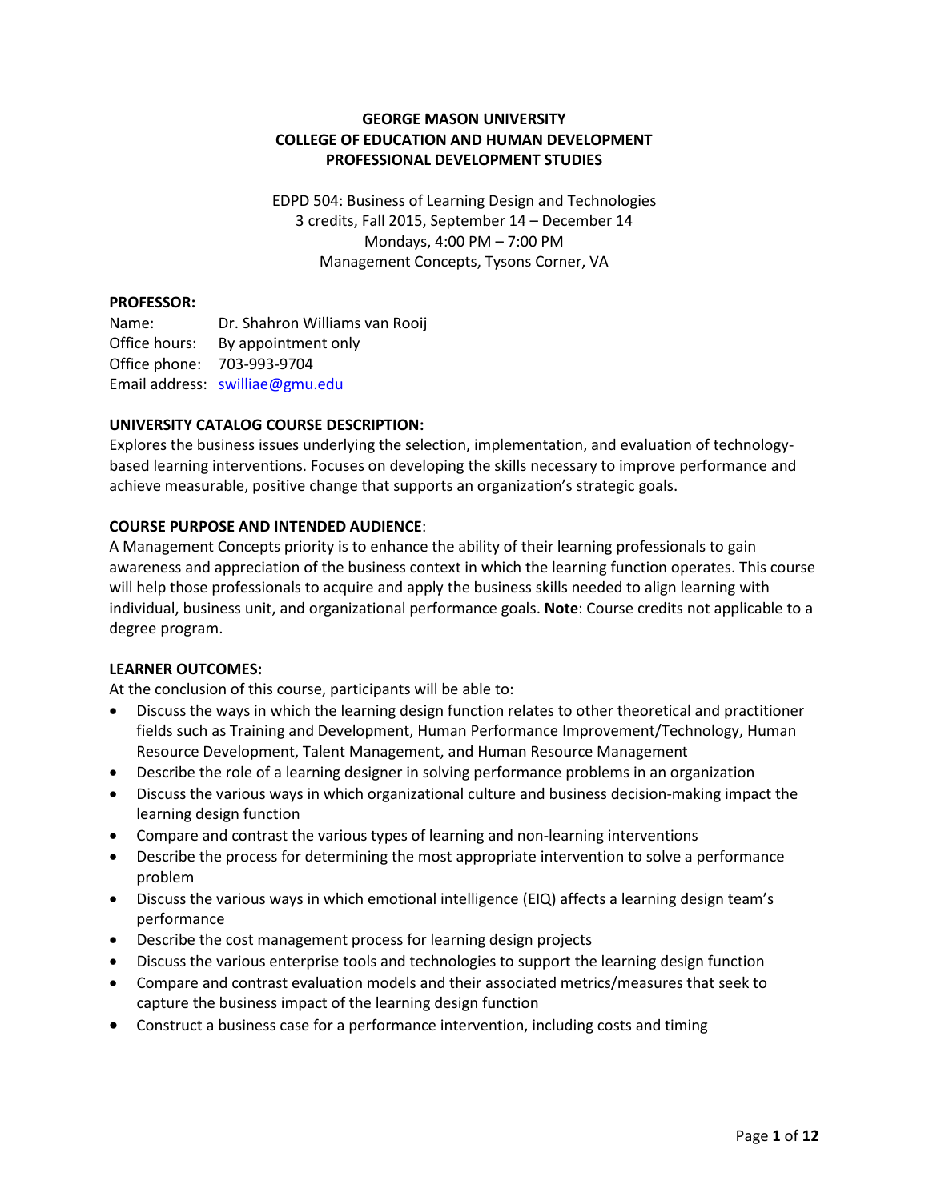# GEORGE MASON UNIVERSITY
## COLLEGE OF EDUCATION AND HUMAN DEVELOPMENT
## PROFESSIONAL DEVELOPMENT STUDIES

EDPD 504: Business of Learning Design and Technologies
3 credits, Fall 2015, September 14 – December 14
Mondays, 4:00 PM – 7:00 PM
Management Concepts, Tysons Corner, VA

**PROFESSOR:**

Name: Dr. Shahron Williams van Rooij
Office hours: By appointment only
Office phone: 703-993-9704
Email address: swilliae@gmu.edu

**UNIVERSITY CATALOG COURSE DESCRIPTION:**

Explores the business issues underlying the selection, implementation, and evaluation of technology-based learning interventions. Focuses on developing the skills necessary to improve performance and achieve measurable, positive change that supports an organization's strategic goals.

**COURSE PURPOSE AND INTENDED AUDIENCE**:

A Management Concepts priority is to enhance the ability of their learning professionals to gain awareness and appreciation of the business context in which the learning function operates. This course will help those professionals to acquire and apply the business skills needed to align learning with individual, business unit, and organizational performance goals. **Note**: Course credits not applicable to a degree program.

**LEARNER OUTCOMES:**

At the conclusion of this course, participants will be able to:

- Discuss the ways in which the learning design function relates to other theoretical and practitioner fields such as Training and Development, Human Performance Improvement/Technology, Human Resource Development, Talent Management, and Human Resource Management
- Describe the role of a learning designer in solving performance problems in an organization
- Discuss the various ways in which organizational culture and business decision-making impact the learning design function
- Compare and contrast the various types of learning and non-learning interventions
- Describe the process for determining the most appropriate intervention to solve a performance problem
- Discuss the various ways in which emotional intelligence (EIQ) affects a learning design team's performance
- Describe the cost management process for learning design projects
- Discuss the various enterprise tools and technologies to support the learning design function
- Compare and contrast evaluation models and their associated metrics/measures that seek to capture the business impact of the learning design function
- Construct a business case for a performance intervention, including costs and timing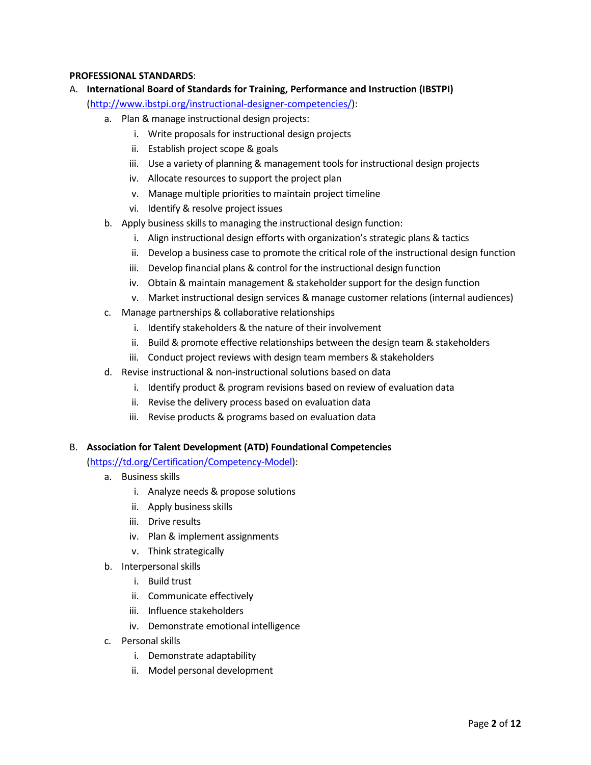**PROFESSIONAL STANDARDS**:

A. **International Board of Standards for Training, Performance and Instruction (IBSTPI)** (http://www.ibstpi.org/instructional-designer-competencies/):
   a. Plan & manage instructional design projects:
      i. Write proposals for instructional design projects
      ii. Establish project scope & goals
      iii. Use a variety of planning & management tools for instructional design projects
      iv. Allocate resources to support the project plan
      v. Manage multiple priorities to maintain project timeline
      vi. Identify & resolve project issues
   b. Apply business skills to managing the instructional design function:
      i. Align instructional design efforts with organization's strategic plans & tactics
      ii. Develop a business case to promote the critical role of the instructional design function
      iii. Develop financial plans & control for the instructional design function
      iv. Obtain & maintain management & stakeholder support for the design function
      v. Market instructional design services & manage customer relations (internal audiences)
   c. Manage partnerships & collaborative relationships
      i. Identify stakeholders & the nature of their involvement
      ii. Build & promote effective relationships between the design team & stakeholders
      iii. Conduct project reviews with design team members & stakeholders
   d. Revise instructional & non-instructional solutions based on data
      i. Identify product & program revisions based on review of evaluation data
      ii. Revise the delivery process based on evaluation data
      iii. Revise products & programs based on evaluation data

B. **Association for Talent Development (ATD) Foundational Competencies** (https://td.org/Certification/Competency-Model):
   a. Business skills
      i. Analyze needs & propose solutions
      ii. Apply business skills
      iii. Drive results
      iv. Plan & implement assignments
      v. Think strategically
   b. Interpersonal skills
      i. Build trust
      ii. Communicate effectively
      iii. Influence stakeholders
      iv. Demonstrate emotional intelligence
   c. Personal skills
      i. Demonstrate adaptability
      ii. Model personal development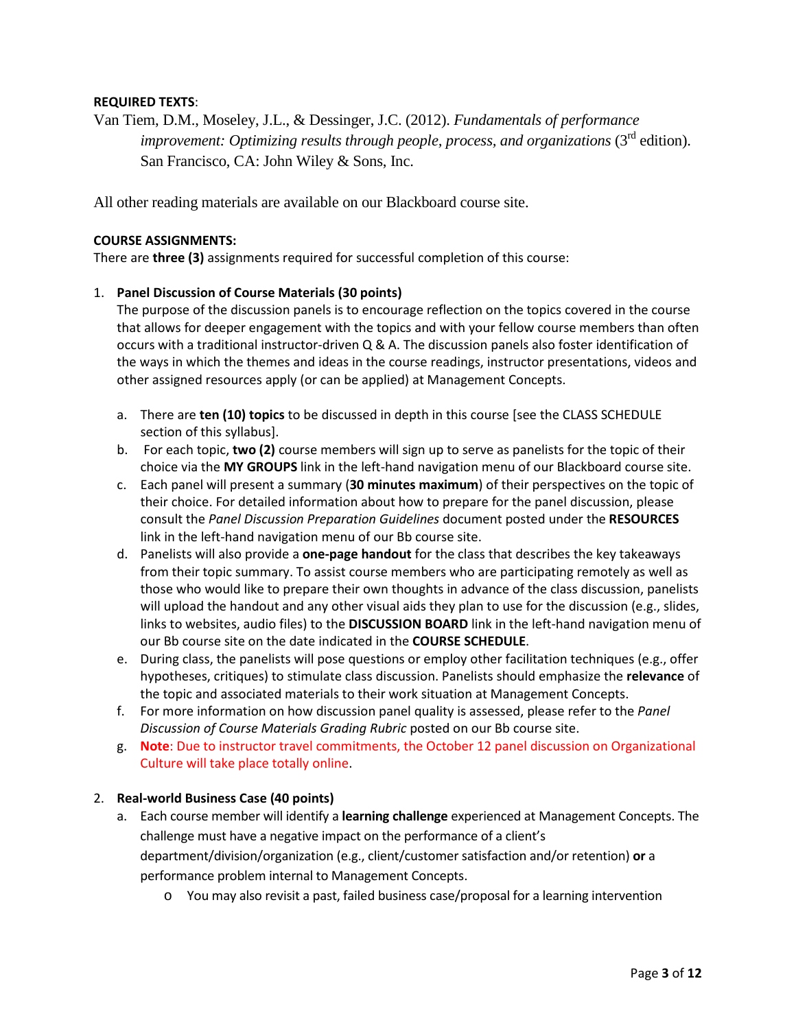**REQUIRED TEXTS**:

Van Tiem, D.M., Moseley, J.L., & Dessinger, J.C. (2012). *Fundamentals of performance improvement: Optimizing results through people, process, and organizations* (3rd edition). San Francisco, CA: John Wiley & Sons, Inc.

All other reading materials are available on our Blackboard course site.

**COURSE ASSIGNMENTS:**

There are **three (3)** assignments required for successful completion of this course:

1. **Panel Discussion of Course Materials (30 points)**
   The purpose of the discussion panels is to encourage reflection on the topics covered in the course that allows for deeper engagement with the topics and with your fellow course members than often occurs with a traditional instructor-driven Q & A. The discussion panels also foster identification of the ways in which the themes and ideas in the course readings, instructor presentations, videos and other assigned resources apply (or can be applied) at Management Concepts.

   a. There are **ten (10) topics** to be discussed in depth in this course [see the CLASS SCHEDULE section of this syllabus].
   b. For each topic, **two (2)** course members will sign up to serve as panelists for the topic of their choice via the **MY GROUPS** link in the left-hand navigation menu of our Blackboard course site.
   c. Each panel will present a summary (**30 minutes maximum**) of their perspectives on the topic of their choice. For detailed information about how to prepare for the panel discussion, please consult the *Panel Discussion Preparation Guidelines* document posted under the **RESOURCES** link in the left-hand navigation menu of our Bb course site.
   d. Panelists will also provide a **one-page handout** for the class that describes the key takeaways from their topic summary. To assist course members who are participating remotely as well as those who would like to prepare their own thoughts in advance of the class discussion, panelists will upload the handout and any other visual aids they plan to use for the discussion (e.g., slides, links to websites, audio files) to the **DISCUSSION BOARD** link in the left-hand navigation menu of our Bb course site on the date indicated in the **COURSE SCHEDULE**.
   e. During class, the panelists will pose questions or employ other facilitation techniques (e.g., offer hypotheses, critiques) to stimulate class discussion. Panelists should emphasize the **relevance** of the topic and associated materials to their work situation at Management Concepts.
   f. For more information on how discussion panel quality is assessed, please refer to the *Panel Discussion of Course Materials Grading Rubric* posted on our Bb course site.
   g. **Note**: Due to instructor travel commitments, the October 12 panel discussion on Organizational Culture will take place totally online.

2. **Real-world Business Case (40 points)**
   a. Each course member will identify a **learning challenge** experienced at Management Concepts. The challenge must have a negative impact on the performance of a client's department/division/organization (e.g., client/customer satisfaction and/or retention) **or** a performance problem internal to Management Concepts.
      - You may also revisit a past, failed business case/proposal for a learning intervention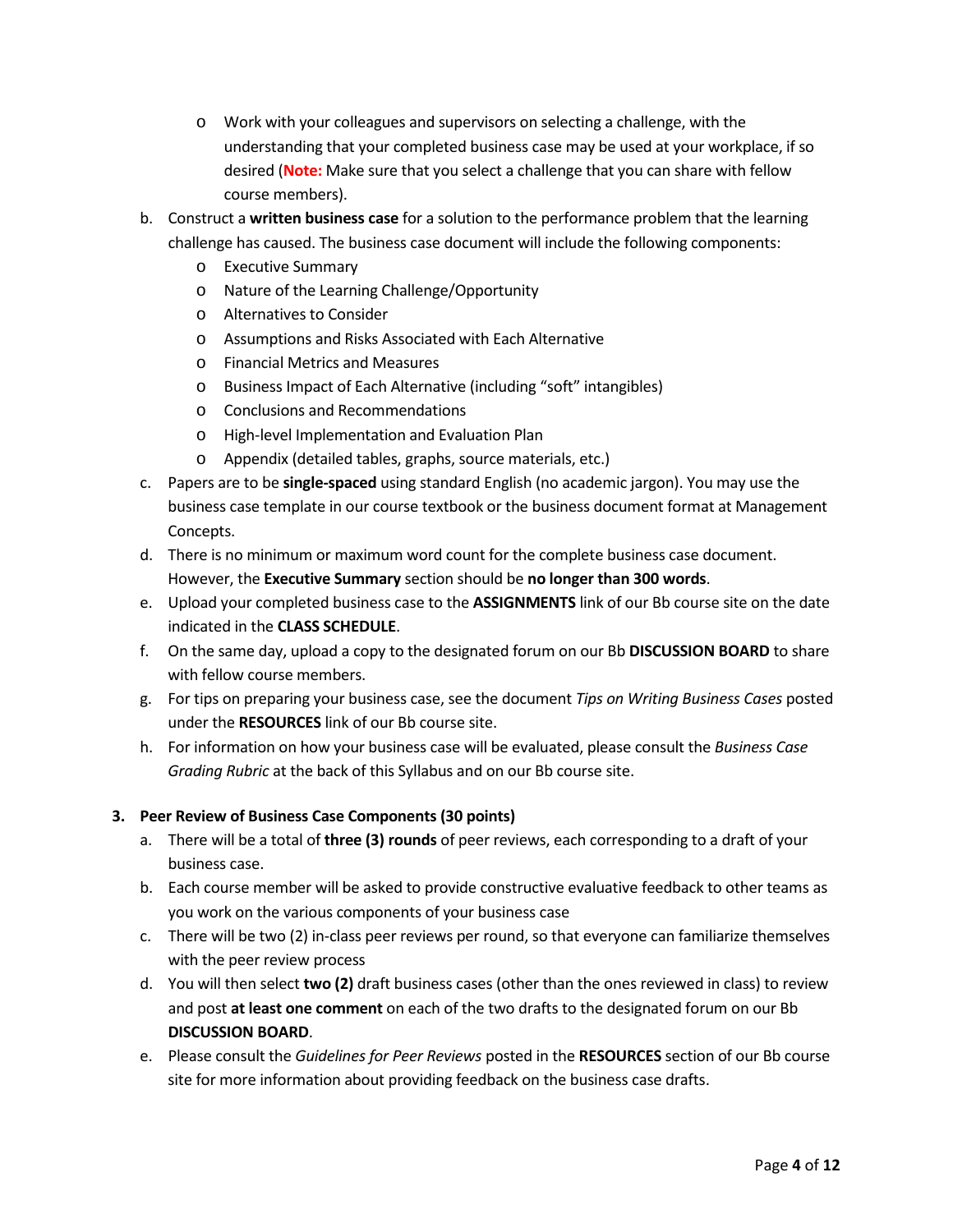- Work with your colleagues and supervisors on selecting a challenge, with the understanding that your completed business case may be used at your workplace, if so desired (**Note:** Make sure that you select a challenge that you can share with fellow course members).

b. Construct a **written business case** for a solution to the performance problem that the learning challenge has caused. The business case document will include the following components:
   - Executive Summary
   - Nature of the Learning Challenge/Opportunity
   - Alternatives to Consider
   - Assumptions and Risks Associated with Each Alternative
   - Financial Metrics and Measures
   - Business Impact of Each Alternative (including "soft" intangibles)
   - Conclusions and Recommendations
   - High-level Implementation and Evaluation Plan
   - Appendix (detailed tables, graphs, source materials, etc.)

c. Papers are to be **single-spaced** using standard English (no academic jargon). You may use the business case template in our course textbook or the business document format at Management Concepts.

d. There is no minimum or maximum word count for the complete business case document. However, the **Executive Summary** section should be **no longer than 300 words**.

e. Upload your completed business case to the **ASSIGNMENTS** link of our Bb course site on the date indicated in the **CLASS SCHEDULE**.

f. On the same day, upload a copy to the designated forum on our Bb **DISCUSSION BOARD** to share with fellow course members.

g. For tips on preparing your business case, see the document *Tips on Writing Business Cases* posted under the **RESOURCES** link of our Bb course site.

h. For information on how your business case will be evaluated, please consult the *Business Case Grading Rubric* at the back of this Syllabus and on our Bb course site.

**3. Peer Review of Business Case Components (30 points)**

a. There will be a total of **three (3) rounds** of peer reviews, each corresponding to a draft of your business case.

b. Each course member will be asked to provide constructive evaluative feedback to other teams as you work on the various components of your business case

c. There will be two (2) in-class peer reviews per round, so that everyone can familiarize themselves with the peer review process

d. You will then select **two (2)** draft business cases (other than the ones reviewed in class) to review and post **at least one comment** on each of the two drafts to the designated forum on our Bb **DISCUSSION BOARD**.

e. Please consult the *Guidelines for Peer Reviews* posted in the **RESOURCES** section of our Bb course site for more information about providing feedback on the business case drafts.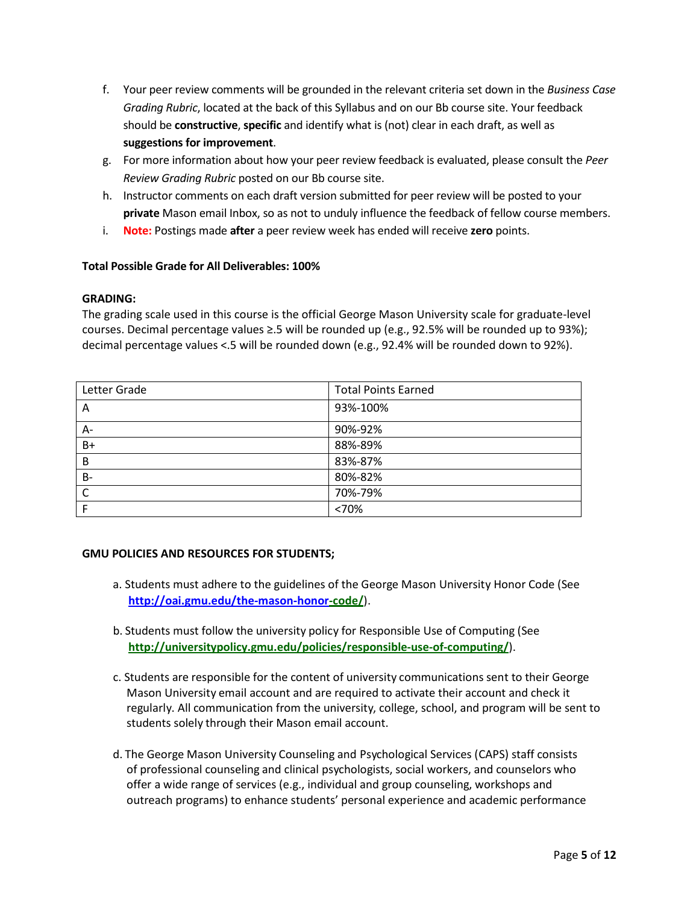f. Your peer review comments will be grounded in the relevant criteria set down in the *Business Case Grading Rubric*, located at the back of this Syllabus and on our Bb course site. Your feedback should be **constructive**, **specific** and identify what is (not) clear in each draft, as well as **suggestions for improvement**.

g. For more information about how your peer review feedback is evaluated, please consult the *Peer Review Grading Rubric* posted on our Bb course site.

h. Instructor comments on each draft version submitted for peer review will be posted to your **private** Mason email Inbox, so as not to unduly influence the feedback of fellow course members.

i. **Note:** Postings made **after** a peer review week has ended will receive **zero** points.

**Total Possible Grade for All Deliverables: 100%**

**GRADING:**

The grading scale used in this course is the official George Mason University scale for graduate-level courses. Decimal percentage values ≥.5 will be rounded up (e.g., 92.5% will be rounded up to 93%); decimal percentage values <.5 will be rounded down (e.g., 92.4% will be rounded down to 92%).

| Letter Grade | Total Points Earned |
|---|---|
| A | 93%-100% |
| A- | 90%-92% |
| B+ | 88%-89% |
| B | 83%-87% |
| B- | 80%-82% |
| C | 70%-79% |
| F | <70% |

**GMU POLICIES AND RESOURCES FOR STUDENTS;**

a. Students must adhere to the guidelines of the George Mason University Honor Code (See **http://oai.gmu.edu/the-mason-honor-code/**).

b. Students must follow the university policy for Responsible Use of Computing (See **http://universitypolicy.gmu.edu/policies/responsible-use-of-computing/**).

c. Students are responsible for the content of university communications sent to their George Mason University email account and are required to activate their account and check it regularly. All communication from the university, college, school, and program will be sent to students solely through their Mason email account.

d. The George Mason University Counseling and Psychological Services (CAPS) staff consists of professional counseling and clinical psychologists, social workers, and counselors who offer a wide range of services (e.g., individual and group counseling, workshops and outreach programs) to enhance students' personal experience and academic performance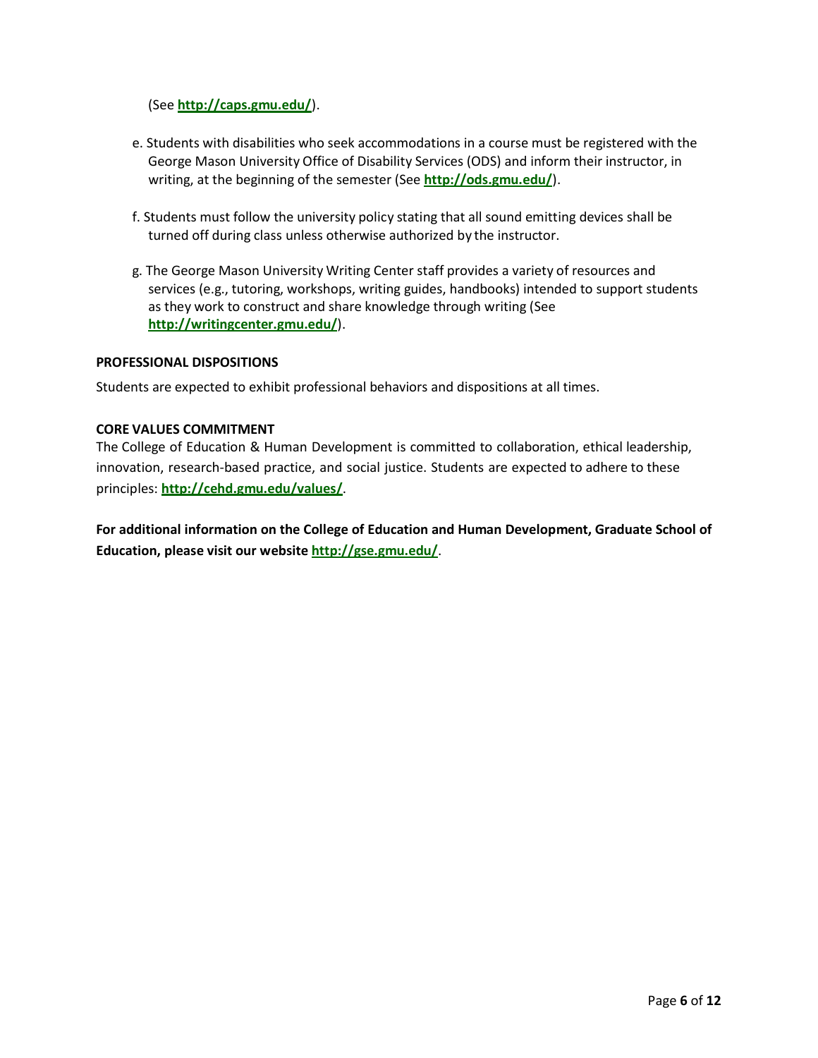(See **http://caps.gmu.edu/**).

e. Students with disabilities who seek accommodations in a course must be registered with the George Mason University Office of Disability Services (ODS) and inform their instructor, in writing, at the beginning of the semester (See **http://ods.gmu.edu/**).

f. Students must follow the university policy stating that all sound emitting devices shall be turned off during class unless otherwise authorized by the instructor.

g. The George Mason University Writing Center staff provides a variety of resources and services (e.g., tutoring, workshops, writing guides, handbooks) intended to support students as they work to construct and share knowledge through writing (See **http://writingcenter.gmu.edu/**).

**PROFESSIONAL DISPOSITIONS**

Students are expected to exhibit professional behaviors and dispositions at all times.

**CORE VALUES COMMITMENT**

The College of Education & Human Development is committed to collaboration, ethical leadership, innovation, research-based practice, and social justice. Students are expected to adhere to these principles: **http://cehd.gmu.edu/values/**.

**For additional information on the College of Education and Human Development, Graduate School of Education, please visit our website http://gse.gmu.edu/**.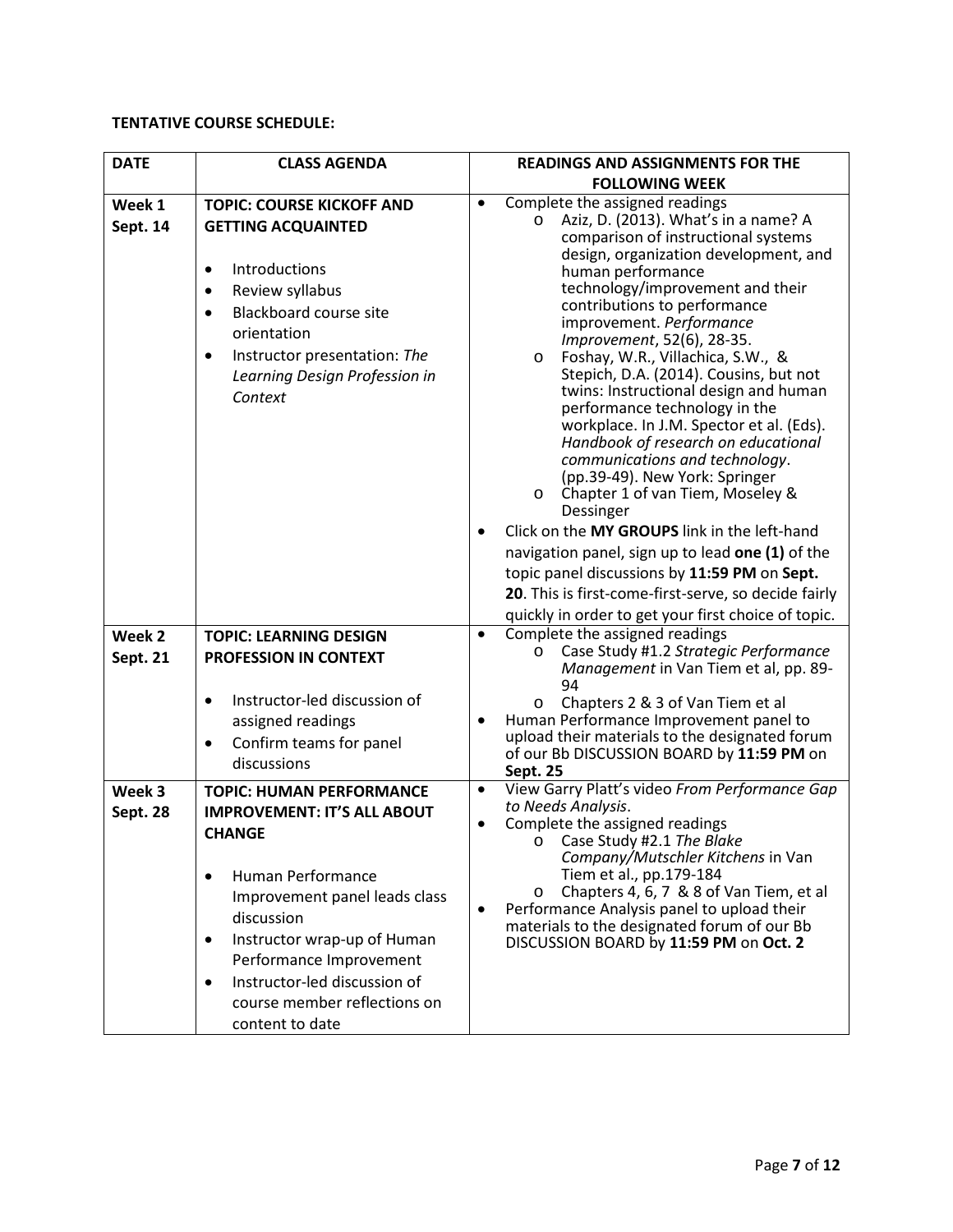**TENTATIVE COURSE SCHEDULE:**

| DATE | CLASS AGENDA | READINGS AND ASSIGNMENTS FOR THE FOLLOWING WEEK |
|---|---|---|
| **Week 1 Sept. 14** | **TOPIC: COURSE KICKOFF AND GETTING ACQUAINTED**<br><br>• Introductions<br>• Review syllabus<br>• Blackboard course site orientation<br>• Instructor presentation: *The Learning Design Profession in Context* | • Complete the assigned readings<br>  o Aziz, D. (2013). What's in a name? A comparison of instructional systems design, organization development, and human performance technology/improvement and their contributions to performance improvement. *Performance Improvement*, 52(6), 28-35.<br>  o Foshay, W.R., Villachica, S.W., & Stepich, D.A. (2014). Cousins, but not twins: Instructional design and human performance technology in the workplace. In J.M. Spector et al. (Eds). *Handbook of research on educational communications and technology*. (pp.39-49). New York: Springer<br>  o Chapter 1 of van Tiem, Moseley & Dessinger<br>• Click on the **MY GROUPS** link in the left-hand navigation panel, sign up to lead **one (1)** of the topic panel discussions by **11:59 PM** on **Sept. 20**. This is first-come-first-serve, so decide fairly quickly in order to get your first choice of topic. |
| **Week 2 Sept. 21** | **TOPIC: LEARNING DESIGN PROFESSION IN CONTEXT**<br><br>• Instructor-led discussion of assigned readings<br>• Confirm teams for panel discussions | • Complete the assigned readings<br>  o Case Study #1.2 *Strategic Performance Management* in Van Tiem et al, pp. 89-94<br>  o Chapters 2 & 3 of Van Tiem et al<br>• Human Performance Improvement panel to upload their materials to the designated forum of our Bb DISCUSSION BOARD by **11:59 PM** on **Sept. 25** |
| **Week 3 Sept. 28** | **TOPIC: HUMAN PERFORMANCE IMPROVEMENT: IT'S ALL ABOUT CHANGE**<br><br>• Human Performance Improvement panel leads class discussion<br>• Instructor wrap-up of Human Performance Improvement<br>• Instructor-led discussion of course member reflections on content to date | • View Garry Platt's video *From Performance Gap to Needs Analysis*.<br>• Complete the assigned readings<br>  o Case Study #2.1 *The Blake Company/Mutschler Kitchens* in Van Tiem et al., pp.179-184<br>  o Chapters 4, 6, 7 & 8 of Van Tiem, et al<br>• Performance Analysis panel to upload their materials to the designated forum of our Bb DISCUSSION BOARD by **11:59 PM** on **Oct. 2** |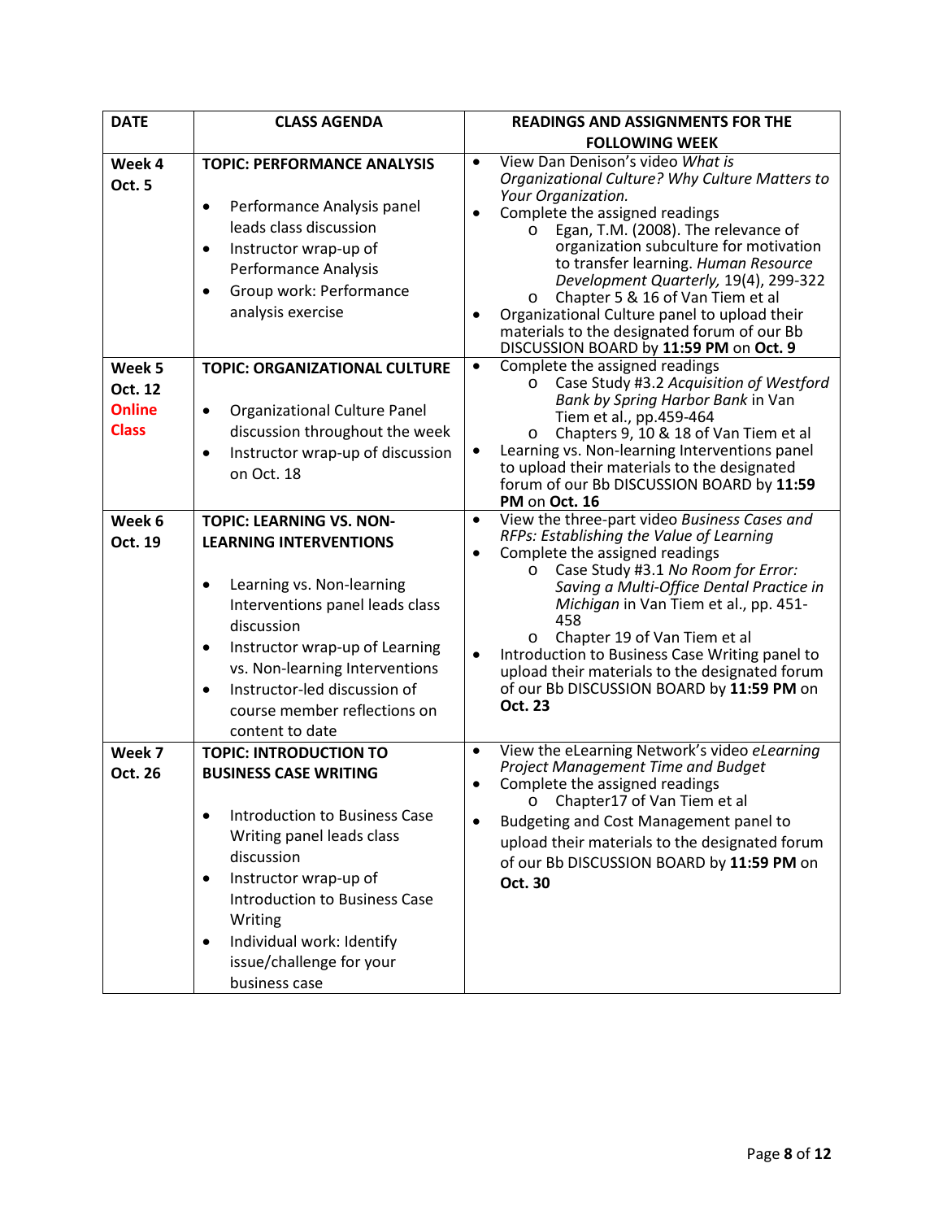| DATE | CLASS AGENDA | READINGS AND ASSIGNMENTS FOR THE FOLLOWING WEEK |
|---|---|---|
| **Week 4**<br>**Oct. 5** | **TOPIC: PERFORMANCE ANALYSIS**<br><br>• Performance Analysis panel leads class discussion<br>• Instructor wrap-up of Performance Analysis<br>• Group work: Performance analysis exercise | • View Dan Denison's video *What is Organizational Culture? Why Culture Matters to Your Organization.*<br>• Complete the assigned readings<br>&nbsp;&nbsp;&nbsp;&nbsp;o Egan, T.M. (2008). The relevance of organization subculture for motivation to transfer learning. *Human Resource Development Quarterly,* 19(4), 299-322<br>&nbsp;&nbsp;&nbsp;&nbsp;o Chapter 5 & 16 of Van Tiem et al<br>• Organizational Culture panel to upload their materials to the designated forum of our Bb DISCUSSION BOARD by **11:59 PM** on **Oct. 9** |
| **Week 5**<br>**Oct. 12**<br>**Online Class** | **TOPIC: ORGANIZATIONAL CULTURE**<br><br>• Organizational Culture Panel discussion throughout the week<br>• Instructor wrap-up of discussion on Oct. 18 | • Complete the assigned readings<br>&nbsp;&nbsp;&nbsp;&nbsp;o Case Study #3.2 *Acquisition of Westford Bank by Spring Harbor Bank* in Van Tiem et al., pp.459-464<br>&nbsp;&nbsp;&nbsp;&nbsp;o Chapters 9, 10 & 18 of Van Tiem et al<br>• Learning vs. Non-learning Interventions panel to upload their materials to the designated forum of our Bb DISCUSSION BOARD by **11:59 PM** on **Oct. 16** |
| **Week 6**<br>**Oct. 19** | **TOPIC: LEARNING VS. NON-LEARNING INTERVENTIONS**<br><br>• Learning vs. Non-learning Interventions panel leads class discussion<br>• Instructor wrap-up of Learning vs. Non-learning Interventions<br>• Instructor-led discussion of course member reflections on content to date | • View the three-part video *Business Cases and RFPs: Establishing the Value of Learning*<br>• Complete the assigned readings<br>&nbsp;&nbsp;&nbsp;&nbsp;o Case Study #3.1 *No Room for Error: Saving a Multi-Office Dental Practice in Michigan* in Van Tiem et al., pp. 451-458<br>&nbsp;&nbsp;&nbsp;&nbsp;o Chapter 19 of Van Tiem et al<br>• Introduction to Business Case Writing panel to upload their materials to the designated forum of our Bb DISCUSSION BOARD by **11:59 PM** on **Oct. 23** |
| **Week 7**<br>**Oct. 26** | **TOPIC: INTRODUCTION TO BUSINESS CASE WRITING**<br><br>• Introduction to Business Case Writing panel leads class discussion<br>• Instructor wrap-up of Introduction to Business Case Writing<br>• Individual work: Identify issue/challenge for your business case | • View the eLearning Network's video *eLearning Project Management Time and Budget*<br>• Complete the assigned readings<br>&nbsp;&nbsp;&nbsp;&nbsp;o Chapter17 of Van Tiem et al<br>• Budgeting and Cost Management panel to upload their materials to the designated forum of our Bb DISCUSSION BOARD by **11:59 PM** on **Oct. 30** |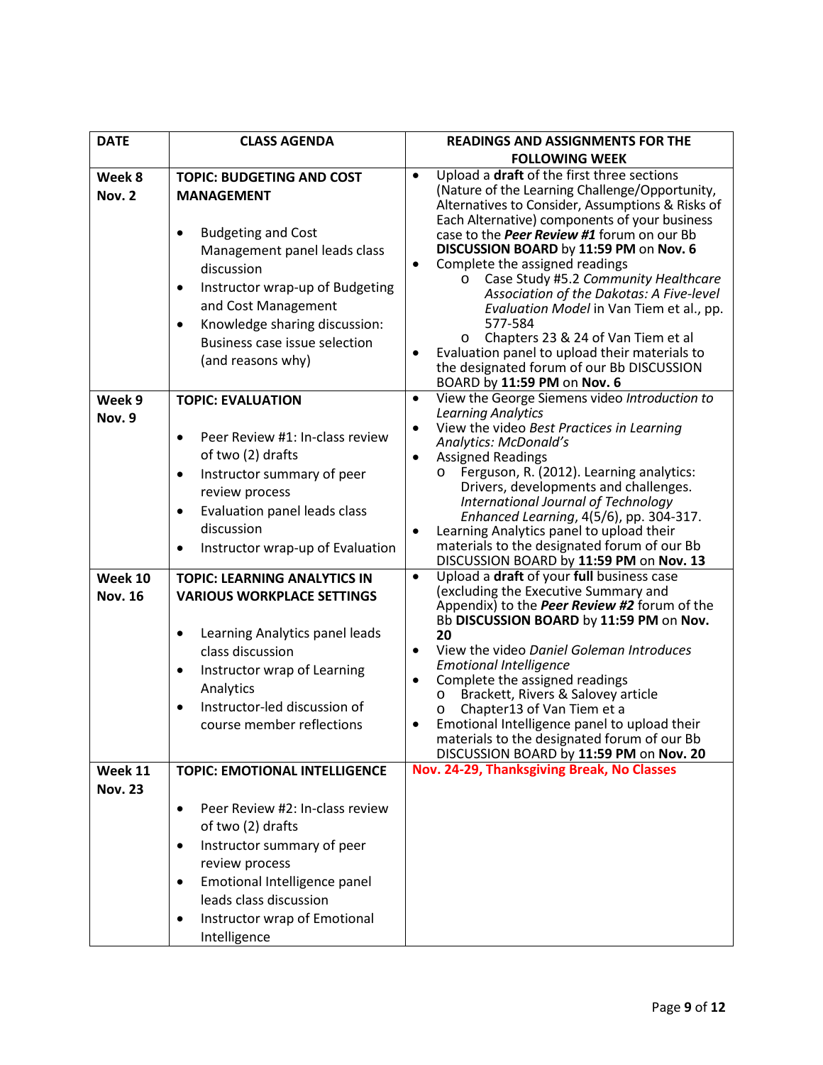| DATE | CLASS AGENDA | READINGS AND ASSIGNMENTS FOR THE FOLLOWING WEEK |
|---|---|---|
| **Week 8** **Nov. 2** | **TOPIC: BUDGETING AND COST MANAGEMENT** <br> • Budgeting and Cost Management panel leads class discussion <br> • Instructor wrap-up of Budgeting and Cost Management <br> • Knowledge sharing discussion: Business case issue selection (and reasons why) | • Upload a **draft** of the first three sections (Nature of the Learning Challenge/Opportunity, Alternatives to Consider, Assumptions & Risks of Each Alternative) components of your business case to the ***Peer Review #1*** forum on our Bb **DISCUSSION BOARD** by **11:59 PM** on **Nov. 6** <br> • Complete the assigned readings <br> o Case Study #5.2 *Community Healthcare Association of the Dakotas: A Five-level Evaluation Model* in Van Tiem et al., pp. 577-584 <br> o Chapters 23 & 24 of Van Tiem et al <br> • Evaluation panel to upload their materials to the designated forum of our Bb DISCUSSION BOARD by **11:59 PM** on **Nov. 6** |
| **Week 9** **Nov. 9** | **TOPIC: EVALUATION** <br> • Peer Review #1: In-class review of two (2) drafts <br> • Instructor summary of peer review process <br> • Evaluation panel leads class discussion <br> • Instructor wrap-up of Evaluation | • View the George Siemens video *Introduction to Learning Analytics* <br> • View the video *Best Practices in Learning Analytics: McDonald's* <br> • Assigned Readings <br> o Ferguson, R. (2012). Learning analytics: Drivers, developments and challenges. *International Journal of Technology Enhanced Learning*, 4(5/6), pp. 304-317. <br> • Learning Analytics panel to upload their materials to the designated forum of our Bb DISCUSSION BOARD by **11:59 PM** on **Nov. 13** |
| **Week 10** **Nov. 16** | **TOPIC: LEARNING ANALYTICS IN VARIOUS WORKPLACE SETTINGS** <br> • Learning Analytics panel leads class discussion <br> • Instructor wrap of Learning Analytics <br> • Instructor-led discussion of course member reflections | • Upload a **draft** of your **full** business case (excluding the Executive Summary and Appendix) to the ***Peer Review #2*** forum of the Bb **DISCUSSION BOARD** by **11:59 PM** on **Nov. 20** <br> • View the video *Daniel Goleman Introduces Emotional Intelligence* <br> • Complete the assigned readings <br> o Brackett, Rivers & Salovey article <br> o Chapter13 of Van Tiem et a <br> • Emotional Intelligence panel to upload their materials to the designated forum of our Bb DISCUSSION BOARD by **11:59 PM** on **Nov. 20** |
| **Week 11** **Nov. 23** | **TOPIC: EMOTIONAL INTELLIGENCE** <br> • Peer Review #2: In-class review of two (2) drafts <br> • Instructor summary of peer review process <br> • Emotional Intelligence panel leads class discussion <br> • Instructor wrap of Emotional Intelligence | **Nov. 24-29, Thanksgiving Break, No Classes** |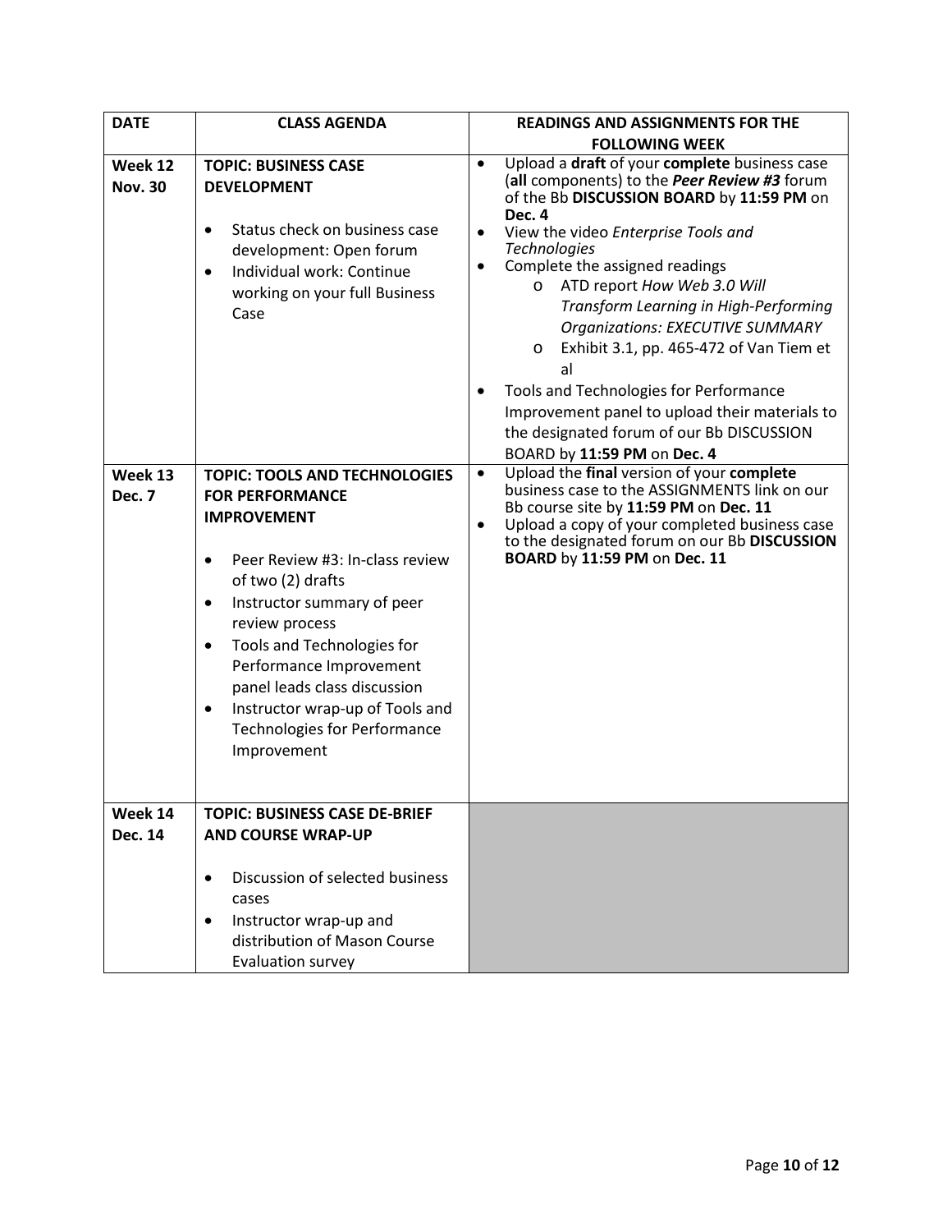| DATE | CLASS AGENDA | READINGS AND ASSIGNMENTS FOR THE FOLLOWING WEEK |
|---|---|---|
| **Week 12 Nov. 30** | **TOPIC: BUSINESS CASE DEVELOPMENT**<br><br>• Status check on business case development: Open forum<br>• Individual work: Continue working on your full Business Case | • Upload a **draft** of your **complete** business case (**all** components) to the ***Peer Review #3*** forum of the Bb **DISCUSSION BOARD** by **11:59 PM** on **Dec. 4**<br>• View the video *Enterprise Tools and Technologies*<br>• Complete the assigned readings<br>&nbsp;&nbsp;&nbsp;o ATD report *How Web 3.0 Will Transform Learning in High-Performing Organizations: EXECUTIVE SUMMARY*<br>&nbsp;&nbsp;&nbsp;o Exhibit 3.1, pp. 465-472 of Van Tiem et al<br>• Tools and Technologies for Performance Improvement panel to upload their materials to the designated forum of our Bb DISCUSSION BOARD by **11:59 PM** on **Dec. 4** |
| **Week 13 Dec. 7** | **TOPIC: TOOLS AND TECHNOLOGIES FOR PERFORMANCE IMPROVEMENT**<br><br>• Peer Review #3: In-class review of two (2) drafts<br>• Instructor summary of peer review process<br>• Tools and Technologies for Performance Improvement panel leads class discussion<br>• Instructor wrap-up of Tools and Technologies for Performance Improvement | • Upload the **final** version of your **complete** business case to the ASSIGNMENTS link on our Bb course site by **11:59 PM** on **Dec. 11**<br>• Upload a copy of your completed business case to the designated forum on our Bb **DISCUSSION BOARD** by **11:59 PM** on **Dec. 11** |
| **Week 14 Dec. 14** | **TOPIC: BUSINESS CASE DE-BRIEF AND COURSE WRAP-UP**<br><br>• Discussion of selected business cases<br>• Instructor wrap-up and distribution of Mason Course Evaluation survey | |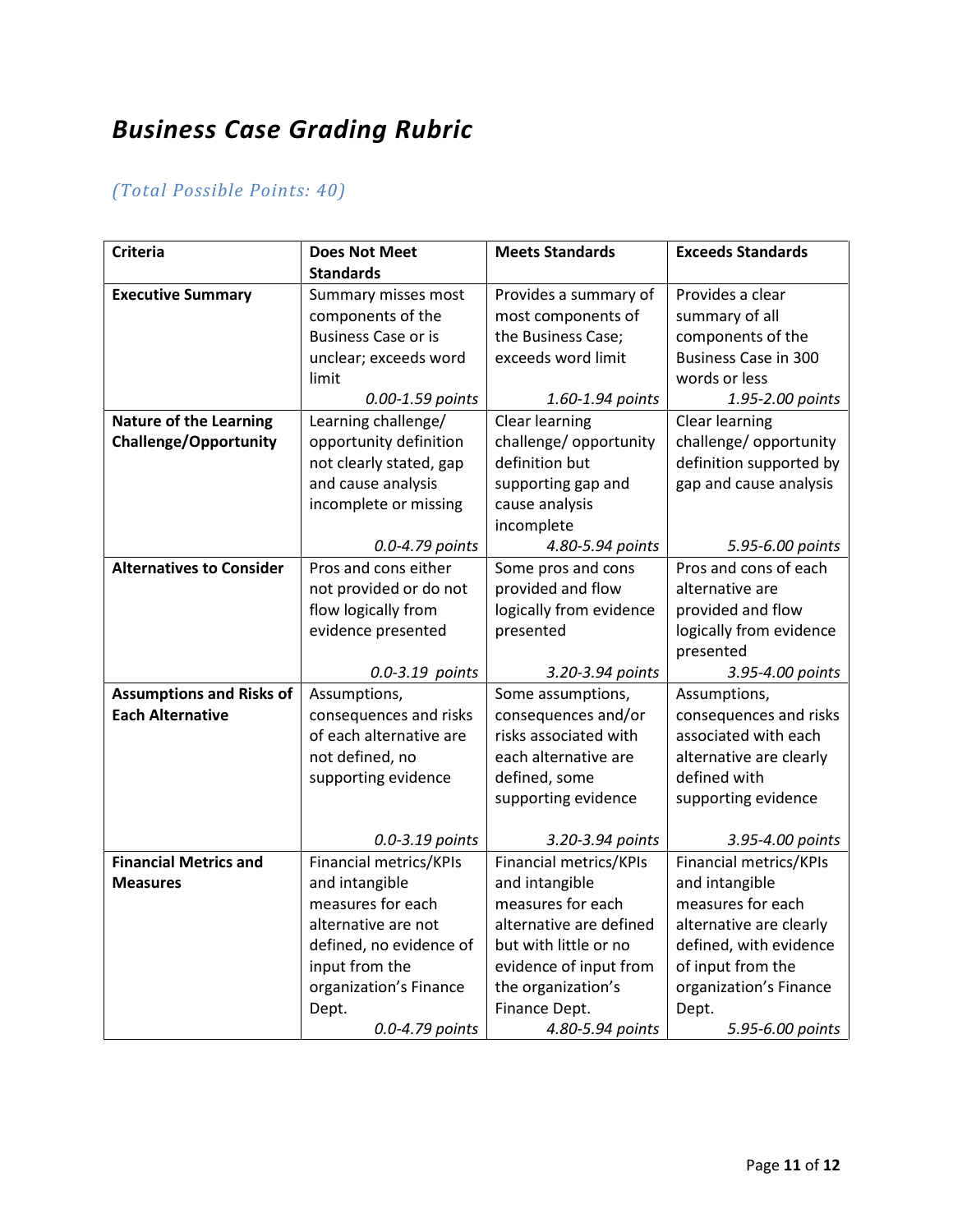# *Business Case Grading Rubric*

*(Total Possible Points: 40)*

| Criteria | Does Not Meet Standards | Meets Standards | Exceeds Standards |
|---|---|---|---|
| **Executive Summary** | Summary misses most components of the Business Case or is unclear; exceeds word limit *0.00-1.59 points* | Provides a summary of most components of the Business Case; exceeds word limit *1.60-1.94 points* | Provides a clear summary of all components of the Business Case in 300 words or less *1.95-2.00 points* |
| **Nature of the Learning Challenge/Opportunity** | Learning challenge/ opportunity definition not clearly stated, gap and cause analysis incomplete or missing *0.0-4.79 points* | Clear learning challenge/ opportunity definition but supporting gap and cause analysis incomplete *4.80-5.94 points* | Clear learning challenge/ opportunity definition supported by gap and cause analysis *5.95-6.00 points* |
| **Alternatives to Consider** | Pros and cons either not provided or do not flow logically from evidence presented *0.0-3.19 points* | Some pros and cons provided and flow logically from evidence presented *3.20-3.94 points* | Pros and cons of each alternative are provided and flow logically from evidence presented *3.95-4.00 points* |
| **Assumptions and Risks of Each Alternative** | Assumptions, consequences and risks of each alternative are not defined, no supporting evidence *0.0-3.19 points* | Some assumptions, consequences and/or risks associated with each alternative are defined, some supporting evidence *3.20-3.94 points* | Assumptions, consequences and risks associated with each alternative are clearly defined with supporting evidence *3.95-4.00 points* |
| **Financial Metrics and Measures** | Financial metrics/KPIs and intangible measures for each alternative are not defined, no evidence of input from the organization's Finance Dept. *0.0-4.79 points* | Financial metrics/KPIs and intangible measures for each alternative are defined but with little or no evidence of input from the organization's Finance Dept. *4.80-5.94 points* | Financial metrics/KPIs and intangible measures for each alternative are clearly defined, with evidence of input from the organization's Finance Dept. *5.95-6.00 points* |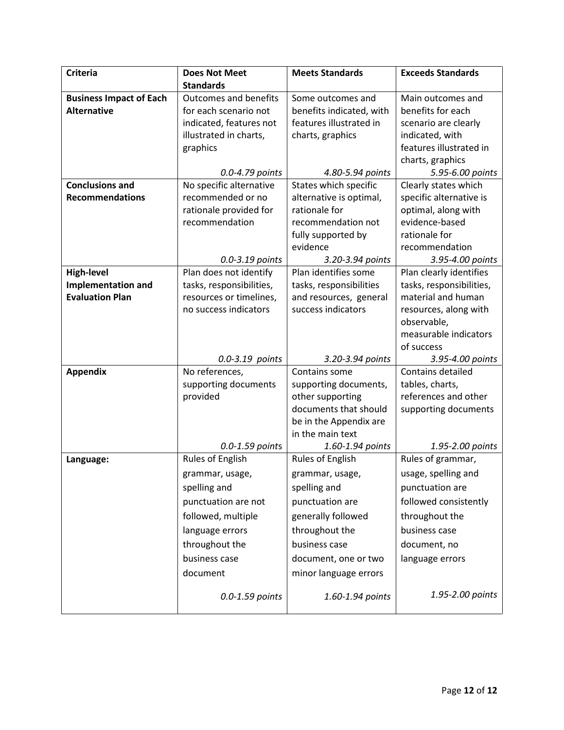| **Criteria** | **Does Not Meet Standards** | **Meets Standards** | **Exceeds Standards** |
|---|---|---|---|
| **Business Impact of Each Alternative** | Outcomes and benefits for each scenario not indicated, features not illustrated in charts, graphics<br>*0.0-4.79 points* | Some outcomes and benefits indicated, with features illustrated in charts, graphics<br>*4.80-5.94 points* | Main outcomes and benefits for each scenario are clearly indicated, with features illustrated in charts, graphics<br>*5.95-6.00 points* |
| **Conclusions and Recommendations** | No specific alternative recommended or no rationale provided for recommendation<br>*0.0-3.19 points* | States which specific alternative is optimal, rationale for recommendation not fully supported by evidence<br>*3.20-3.94 points* | Clearly states which specific alternative is optimal, along with evidence-based rationale for recommendation<br>*3.95-4.00 points* |
| **High-level Implementation and Evaluation Plan** | Plan does not identify tasks, responsibilities, resources or timelines, no success indicators<br>*0.0-3.19 points* | Plan identifies some tasks, responsibilities and resources, general success indicators<br>*3.20-3.94 points* | Plan clearly identifies tasks, responsibilities, material and human resources, along with observable, measurable indicators of success<br>*3.95-4.00 points* |
| **Appendix** | No references, supporting documents provided<br>*0.0-1.59 points* | Contains some supporting documents, other supporting documents that should be in the Appendix are in the main text<br>*1.60-1.94 points* | Contains detailed tables, charts, references and other supporting documents<br>*1.95-2.00 points* |
| **Language:** | Rules of English grammar, usage, spelling and punctuation are not followed, multiple language errors throughout the business case document<br>*0.0-1.59 points* | Rules of English grammar, usage, spelling and punctuation are generally followed throughout the business case document, one or two minor language errors<br>*1.60-1.94 points* | Rules of grammar, usage, spelling and punctuation are followed consistently throughout the business case document, no language errors<br>*1.95-2.00 points* |